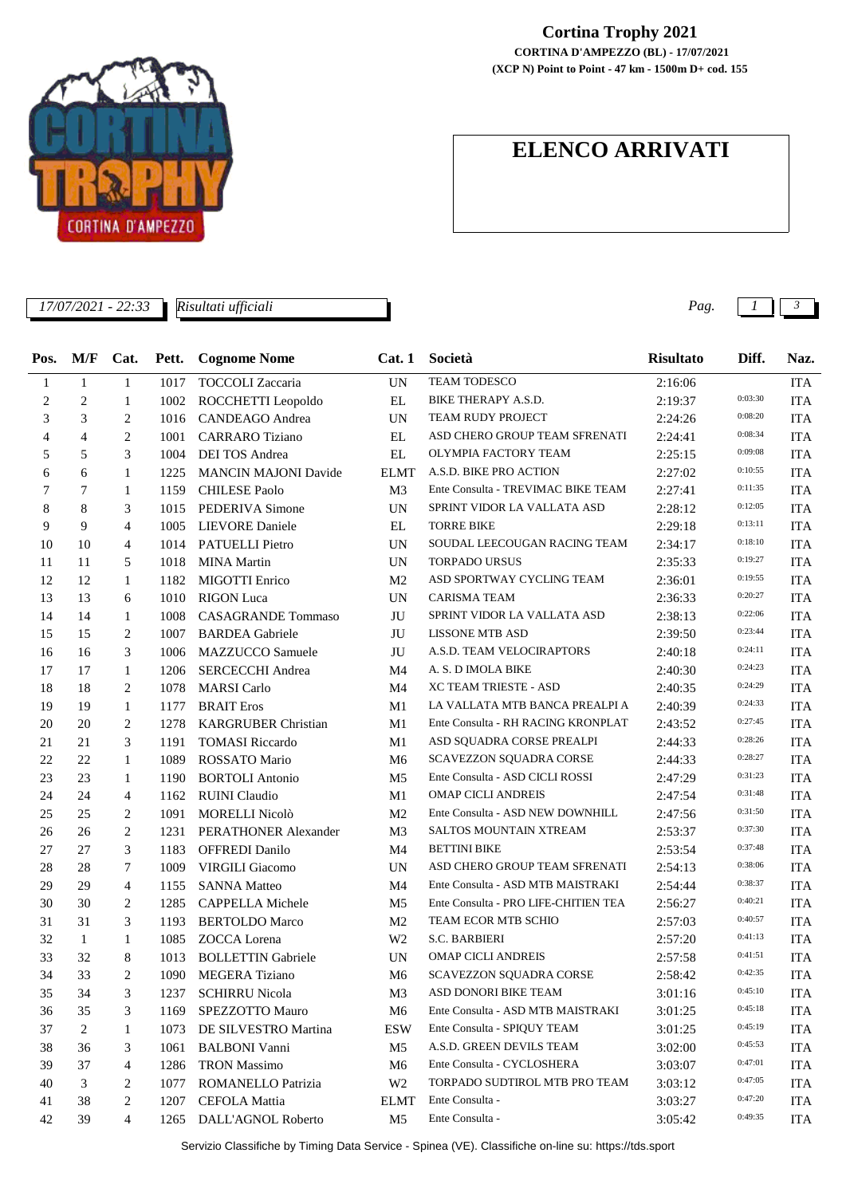# Cortina Trophy 2021

**CORTINA D'AMPEZZO (BL) - 17/07/2021**

**(XCP N) Point to Point - 47 km - 1500m D+ cod. 155**

## ELENCO ARRIVATI

*17/07/2021 - 22:33* *Risultati ufficiali*

| Pos. | M/F | Cat. | Pett. | Cognome Nome | Cat. 1 | Società | Risultato | Diff. | Naz. |
|---|---|---|---|---|---|---|---|---|---|
| 1 | 1 | 1 | 1017 | TOCCOLI Zaccaria | UN | TEAM TODESCO | 2:16:06 | | ITA |
| 2 | 2 | 1 | 1002 | ROCCHETTI Leopoldo | EL | BIKE THERAPY A.S.D. | 2:19:37 | 0:03:30 | ITA |
| 3 | 3 | 2 | 1016 | CANDEAGO Andrea | UN | TEAM RUDY PROJECT | 2:24:26 | 0:08:20 | ITA |
| 4 | 4 | 2 | 1001 | CARRARO Tiziano | EL | ASD CHERO GROUP TEAM SFRENATI | 2:24:41 | 0:08:34 | ITA |
| 5 | 5 | 3 | 1004 | DEI TOS Andrea | EL | OLYMPIA FACTORY TEAM | 2:25:15 | 0:09:08 | ITA |
| 6 | 6 | 1 | 1225 | MANCIN MAJONI Davide | ELMT | A.S.D. BIKE PRO ACTION | 2:27:02 | 0:10:55 | ITA |
| 7 | 7 | 1 | 1159 | CHILESE Paolo | M3 | Ente Consulta - TREVIMAC BIKE TEAM | 2:27:41 | 0:11:35 | ITA |
| 8 | 8 | 3 | 1015 | PEDERIVA Simone | UN | SPRINT VIDOR LA VALLATA ASD | 2:28:12 | 0:12:05 | ITA |
| 9 | 9 | 4 | 1005 | LIEVORE Daniele | EL | TORRE BIKE | 2:29:18 | 0:13:11 | ITA |
| 10 | 10 | 4 | 1014 | PATUELLI Pietro | UN | SOUDAL LEECOUGAN RACING TEAM | 2:34:17 | 0:18:10 | ITA |
| 11 | 11 | 5 | 1018 | MINA Martin | UN | TORPADO URSUS | 2:35:33 | 0:19:27 | ITA |
| 12 | 12 | 1 | 1182 | MIGOTTI Enrico | M2 | ASD SPORTWAY CYCLING TEAM | 2:36:01 | 0:19:55 | ITA |
| 13 | 13 | 6 | 1010 | RIGON Luca | UN | CARISMA TEAM | 2:36:33 | 0:20:27 | ITA |
| 14 | 14 | 1 | 1008 | CASAGRANDE Tommaso | JU | SPRINT VIDOR LA VALLATA ASD | 2:38:13 | 0:22:06 | ITA |
| 15 | 15 | 2 | 1007 | BARDEA Gabriele | JU | LISSONE MTB ASD | 2:39:50 | 0:23:44 | ITA |
| 16 | 16 | 3 | 1006 | MAZZUCCO Samuele | JU | A.S.D. TEAM VELOCIRAPTORS | 2:40:18 | 0:24:11 | ITA |
| 17 | 17 | 1 | 1206 | SERCECCHI Andrea | M4 | A. S. D IMOLA BIKE | 2:40:30 | 0:24:23 | ITA |
| 18 | 18 | 2 | 1078 | MARSI Carlo | M4 | XC TEAM TRIESTE - ASD | 2:40:35 | 0:24:29 | ITA |
| 19 | 19 | 1 | 1177 | BRAIT Eros | M1 | LA VALLATA MTB BANCA PREALPI A | 2:40:39 | 0:24:33 | ITA |
| 20 | 20 | 2 | 1278 | KARGRUBER Christian | M1 | Ente Consulta - RH RACING KRONPLAT | 2:43:52 | 0:27:45 | ITA |
| 21 | 21 | 3 | 1191 | TOMASI Riccardo | M1 | ASD SQUADRA CORSE PREALPI | 2:44:33 | 0:28:26 | ITA |
| 22 | 22 | 1 | 1089 | ROSSATO Mario | M6 | SCAVEZZON SQUADRA CORSE | 2:44:33 | 0:28:27 | ITA |
| 23 | 23 | 1 | 1190 | BORTOLI Antonio | M5 | Ente Consulta - ASD CICLI ROSSI | 2:47:29 | 0:31:23 | ITA |
| 24 | 24 | 4 | 1162 | RUINI Claudio | M1 | OMAP CICLI ANDREIS | 2:47:54 | 0:31:48 | ITA |
| 25 | 25 | 2 | 1091 | MORELLI Nicolò | M2 | Ente Consulta - ASD NEW DOWNHILL | 2:47:56 | 0:31:50 | ITA |
| 26 | 26 | 2 | 1231 | PERATHONER Alexander | M3 | SALTOS MOUNTAIN XTREAM | 2:53:37 | 0:37:30 | ITA |
| 27 | 27 | 3 | 1183 | OFFREDI Danilo | M4 | BETTINI BIKE | 2:53:54 | 0:37:48 | ITA |
| 28 | 28 | 7 | 1009 | VIRGILI Giacomo | UN | ASD CHERO GROUP TEAM SFRENATI | 2:54:13 | 0:38:06 | ITA |
| 29 | 29 | 4 | 1155 | SANNA Matteo | M4 | Ente Consulta - ASD MTB MAISTRAKI | 2:54:44 | 0:38:37 | ITA |
| 30 | 30 | 2 | 1285 | CAPPELLA Michele | M5 | Ente Consulta - PRO LIFE-CHITIEN TEA | 2:56:27 | 0:40:21 | ITA |
| 31 | 31 | 3 | 1193 | BERTOLDO Marco | M2 | TEAM ECOR MTB SCHIO | 2:57:03 | 0:40:57 | ITA |
| 32 | 1 | 1 | 1085 | ZOCCA Lorena | W2 | S.C. BARBIERI | 2:57:20 | 0:41:13 | ITA |
| 33 | 32 | 8 | 1013 | BOLLETTIN Gabriele | UN | OMAP CICLI ANDREIS | 2:57:58 | 0:41:51 | ITA |
| 34 | 33 | 2 | 1090 | MEGERA Tiziano | M6 | SCAVEZZON SQUADRA CORSE | 2:58:42 | 0:42:35 | ITA |
| 35 | 34 | 3 | 1237 | SCHIRRU Nicola | M3 | ASD DONORI BIKE TEAM | 3:01:16 | 0:45:10 | ITA |
| 36 | 35 | 3 | 1169 | SPEZZOTTO Mauro | M6 | Ente Consulta - ASD MTB MAISTRAKI | 3:01:25 | 0:45:18 | ITA |
| 37 | 2 | 1 | 1073 | DE SILVESTRO Martina | ESW | Ente Consulta - SPIQUY TEAM | 3:01:25 | 0:45:19 | ITA |
| 38 | 36 | 3 | 1061 | BALBONI Vanni | M5 | A.S.D. GREEN DEVILS TEAM | 3:02:00 | 0:45:53 | ITA |
| 39 | 37 | 4 | 1286 | TRON Massimo | M6 | Ente Consulta - CYCLOSHERA | 3:03:07 | 0:47:01 | ITA |
| 40 | 3 | 2 | 1077 | ROMANELLO Patrizia | W2 | TORPADO SUDTIROL MTB PRO TEAM | 3:03:12 | 0:47:05 | ITA |
| 41 | 38 | 2 | 1207 | CEFOLA Mattia | ELMT | Ente Consulta - | 3:03:27 | 0:47:20 | ITA |
| 42 | 39 | 4 | 1265 | DALL'AGNOL Roberto | M5 | Ente Consulta - | 3:05:42 | 0:49:35 | ITA |

Servizio Classifiche by Timing Data Service - Spinea (VE). Classifiche on-line su: https://tds.sport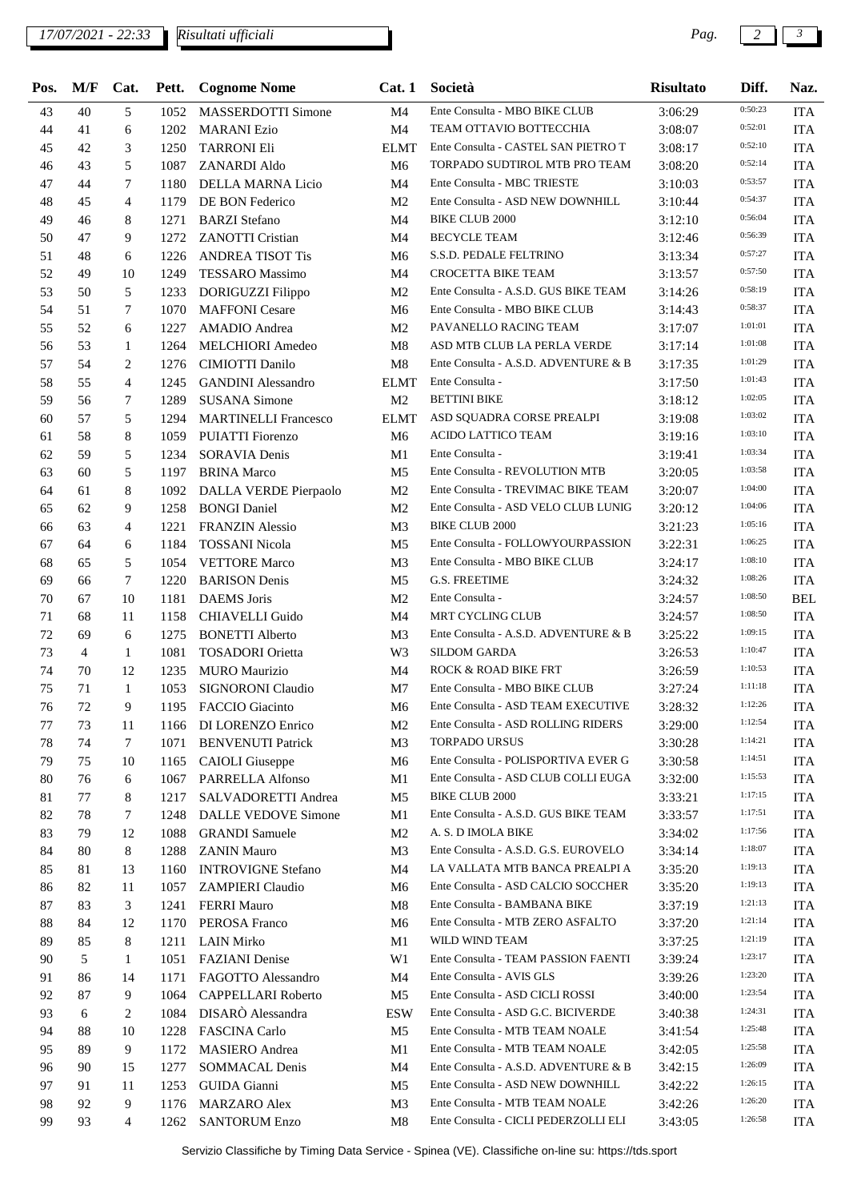| Pos. | M/F | Cat. | Pett. | Cognome Nome | Cat. 1 | Società | Risultato | Diff. | Naz. |
|---|---|---|---|---|---|---|---|---|---|
| 43 | 40 | 5 | 1052 | MASSERDOTTI Simone | M4 | Ente Consulta - MBO BIKE CLUB | 3:06:29 | 0:50:23 | ITA |
| 44 | 41 | 6 | 1202 | MARANI Ezio | M4 | TEAM OTTAVIO BOTTECCHIA | 3:08:07 | 0:52:01 | ITA |
| 45 | 42 | 3 | 1250 | TARRONI Eli | ELMT | Ente Consulta - CASTEL SAN PIETRO T | 3:08:17 | 0:52:10 | ITA |
| 46 | 43 | 5 | 1087 | ZANARDI Aldo | M6 | TORPADO SUDTIROL MTB PRO TEAM | 3:08:20 | 0:52:14 | ITA |
| 47 | 44 | 7 | 1180 | DELLA MARNA Licio | M4 | Ente Consulta - MBC TRIESTE | 3:10:03 | 0:53:57 | ITA |
| 48 | 45 | 4 | 1179 | DE BON Federico | M2 | Ente Consulta - ASD NEW DOWNHILL | 3:10:44 | 0:54:37 | ITA |
| 49 | 46 | 8 | 1271 | BARZI Stefano | M4 | BIKE CLUB 2000 | 3:12:10 | 0:56:04 | ITA |
| 50 | 47 | 9 | 1272 | ZANOTTI Cristian | M4 | BECYCLE TEAM | 3:12:46 | 0:56:39 | ITA |
| 51 | 48 | 6 | 1226 | ANDREA TISOT Tis | M6 | S.S.D. PEDALE FELTRINO | 3:13:34 | 0:57:27 | ITA |
| 52 | 49 | 10 | 1249 | TESSARO Massimo | M4 | CROCETTA BIKE TEAM | 3:13:57 | 0:57:50 | ITA |
| 53 | 50 | 5 | 1233 | DORIGUZZI Filippo | M2 | Ente Consulta - A.S.D. GUS BIKE TEAM | 3:14:26 | 0:58:19 | ITA |
| 54 | 51 | 7 | 1070 | MAFFONI Cesare | M6 | Ente Consulta - MBO BIKE CLUB | 3:14:43 | 0:58:37 | ITA |
| 55 | 52 | 6 | 1227 | AMADIO Andrea | M2 | PAVANELLO RACING TEAM | 3:17:07 | 1:01:01 | ITA |
| 56 | 53 | 1 | 1264 | MELCHIORI Amedeo | M8 | ASD MTB CLUB LA PERLA VERDE | 3:17:14 | 1:01:08 | ITA |
| 57 | 54 | 2 | 1276 | CIMIOTTI Danilo | M8 | Ente Consulta - A.S.D. ADVENTURE & B | 3:17:35 | 1:01:29 | ITA |
| 58 | 55 | 4 | 1245 | GANDINI Alessandro | ELMT | Ente Consulta - | 3:17:50 | 1:01:43 | ITA |
| 59 | 56 | 7 | 1289 | SUSANA Simone | M2 | BETTINI BIKE | 3:18:12 | 1:02:05 | ITA |
| 60 | 57 | 5 | 1294 | MARTINELLI Francesco | ELMT | ASD SQUADRA CORSE PREALPI | 3:19:08 | 1:03:02 | ITA |
| 61 | 58 | 8 | 1059 | PUIATTI Fiorenzo | M6 | ACIDO LATTICO TEAM | 3:19:16 | 1:03:10 | ITA |
| 62 | 59 | 5 | 1234 | SORAVIA Denis | M1 | Ente Consulta - | 3:19:41 | 1:03:34 | ITA |
| 63 | 60 | 5 | 1197 | BRINA Marco | M5 | Ente Consulta - REVOLUTION MTB | 3:20:05 | 1:03:58 | ITA |
| 64 | 61 | 8 | 1092 | DALLA VERDE Pierpaolo | M2 | Ente Consulta - TREVIMAC BIKE TEAM | 3:20:07 | 1:04:00 | ITA |
| 65 | 62 | 9 | 1258 | BONGI Daniel | M2 | Ente Consulta - ASD VELO CLUB LUNIG | 3:20:12 | 1:04:06 | ITA |
| 66 | 63 | 4 | 1221 | FRANZIN Alessio | M3 | BIKE CLUB 2000 | 3:21:23 | 1:05:16 | ITA |
| 67 | 64 | 6 | 1184 | TOSSANI Nicola | M5 | Ente Consulta - FOLLOWYOURPASSION | 3:22:31 | 1:06:25 | ITA |
| 68 | 65 | 5 | 1054 | VETTORE Marco | M3 | Ente Consulta - MBO BIKE CLUB | 3:24:17 | 1:08:10 | ITA |
| 69 | 66 | 7 | 1220 | BARISON Denis | M5 | G.S. FREETIME | 3:24:32 | 1:08:26 | ITA |
| 70 | 67 | 10 | 1181 | DAEMS Joris | M2 | Ente Consulta - | 3:24:57 | 1:08:50 | BEL |
| 71 | 68 | 11 | 1158 | CHIAVELLI Guido | M4 | MRT CYCLING CLUB | 3:24:57 | 1:08:50 | ITA |
| 72 | 69 | 6 | 1275 | BONETTI Alberto | M3 | Ente Consulta - A.S.D. ADVENTURE & B | 3:25:22 | 1:09:15 | ITA |
| 73 | 4 | 1 | 1081 | TOSADORI Orietta | W3 | SILDOM GARDA | 3:26:53 | 1:10:47 | ITA |
| 74 | 70 | 12 | 1235 | MURO Maurizio | M4 | ROCK & ROAD BIKE FRT | 3:26:59 | 1:10:53 | ITA |
| 75 | 71 | 1 | 1053 | SIGNORONI Claudio | M7 | Ente Consulta - MBO BIKE CLUB | 3:27:24 | 1:11:18 | ITA |
| 76 | 72 | 9 | 1195 | FACCIO Giacinto | M6 | Ente Consulta - ASD TEAM EXECUTIVE | 3:28:32 | 1:12:26 | ITA |
| 77 | 73 | 11 | 1166 | DI LORENZO Enrico | M2 | Ente Consulta - ASD ROLLING RIDERS | 3:29:00 | 1:12:54 | ITA |
| 78 | 74 | 7 | 1071 | BENVENUTI Patrick | M3 | TORPADO URSUS | 3:30:28 | 1:14:21 | ITA |
| 79 | 75 | 10 | 1165 | CAIOLI Giuseppe | M6 | Ente Consulta - POLISPORTIVA EVER G | 3:30:58 | 1:14:51 | ITA |
| 80 | 76 | 6 | 1067 | PARRELLA Alfonso | M1 | Ente Consulta - ASD CLUB COLLI EUGA | 3:32:00 | 1:15:53 | ITA |
| 81 | 77 | 8 | 1217 | SALVADORETTI Andrea | M5 | BIKE CLUB 2000 | 3:33:21 | 1:17:15 | ITA |
| 82 | 78 | 7 | 1248 | DALLE VEDOVE Simone | M1 | Ente Consulta - A.S.D. GUS BIKE TEAM | 3:33:57 | 1:17:51 | ITA |
| 83 | 79 | 12 | 1088 | GRANDI Samuele | M2 | A. S. D IMOLA BIKE | 3:34:02 | 1:17:56 | ITA |
| 84 | 80 | 8 | 1288 | ZANIN Mauro | M3 | Ente Consulta - A.S.D. G.S. EUROVELO | 3:34:14 | 1:18:07 | ITA |
| 85 | 81 | 13 | 1160 | INTROVIGNE Stefano | M4 | LA VALLATA MTB BANCA PREALPI A | 3:35:20 | 1:19:13 | ITA |
| 86 | 82 | 11 | 1057 | ZAMPIERI Claudio | M6 | Ente Consulta - ASD CALCIO SOCCHER | 3:35:20 | 1:19:13 | ITA |
| 87 | 83 | 3 | 1241 | FERRI Mauro | M8 | Ente Consulta - BAMBANA BIKE | 3:37:19 | 1:21:13 | ITA |
| 88 | 84 | 12 | 1170 | PEROSA Franco | M6 | Ente Consulta - MTB ZERO ASFALTO | 3:37:20 | 1:21:14 | ITA |
| 89 | 85 | 8 | 1211 | LAIN Mirko | M1 | WILD WIND TEAM | 3:37:25 | 1:21:19 | ITA |
| 90 | 5 | 1 | 1051 | FAZIANI Denise | W1 | Ente Consulta - TEAM PASSION FAENTI | 3:39:24 | 1:23:17 | ITA |
| 91 | 86 | 14 | 1171 | FAGOTTO Alessandro | M4 | Ente Consulta - AVIS GLS | 3:39:26 | 1:23:20 | ITA |
| 92 | 87 | 9 | 1064 | CAPPELLARI Roberto | M5 | Ente Consulta - ASD CICLI ROSSI | 3:40:00 | 1:23:54 | ITA |
| 93 | 6 | 2 | 1084 | DISARÒ Alessandra | ESW | Ente Consulta - ASD G.C. BICIVERDE | 3:40:38 | 1:24:31 | ITA |
| 94 | 88 | 10 | 1228 | FASCINA Carlo | M5 | Ente Consulta - MTB TEAM NOALE | 3:41:54 | 1:25:48 | ITA |
| 95 | 89 | 9 | 1172 | MASIERO Andrea | M1 | Ente Consulta - MTB TEAM NOALE | 3:42:05 | 1:25:58 | ITA |
| 96 | 90 | 15 | 1277 | SOMMACAL Denis | M4 | Ente Consulta - A.S.D. ADVENTURE & B | 3:42:15 | 1:26:09 | ITA |
| 97 | 91 | 11 | 1253 | GUIDA Gianni | M5 | Ente Consulta - ASD NEW DOWNHILL | 3:42:22 | 1:26:15 | ITA |
| 98 | 92 | 9 | 1176 | MARZARO Alex | M3 | Ente Consulta - MTB TEAM NOALE | 3:42:26 | 1:26:20 | ITA |
| 99 | 93 | 4 | 1262 | SANTORUM Enzo | M8 | Ente Consulta - CICLI PEDERZOLLI ELI | 3:43:05 | 1:26:58 | ITA |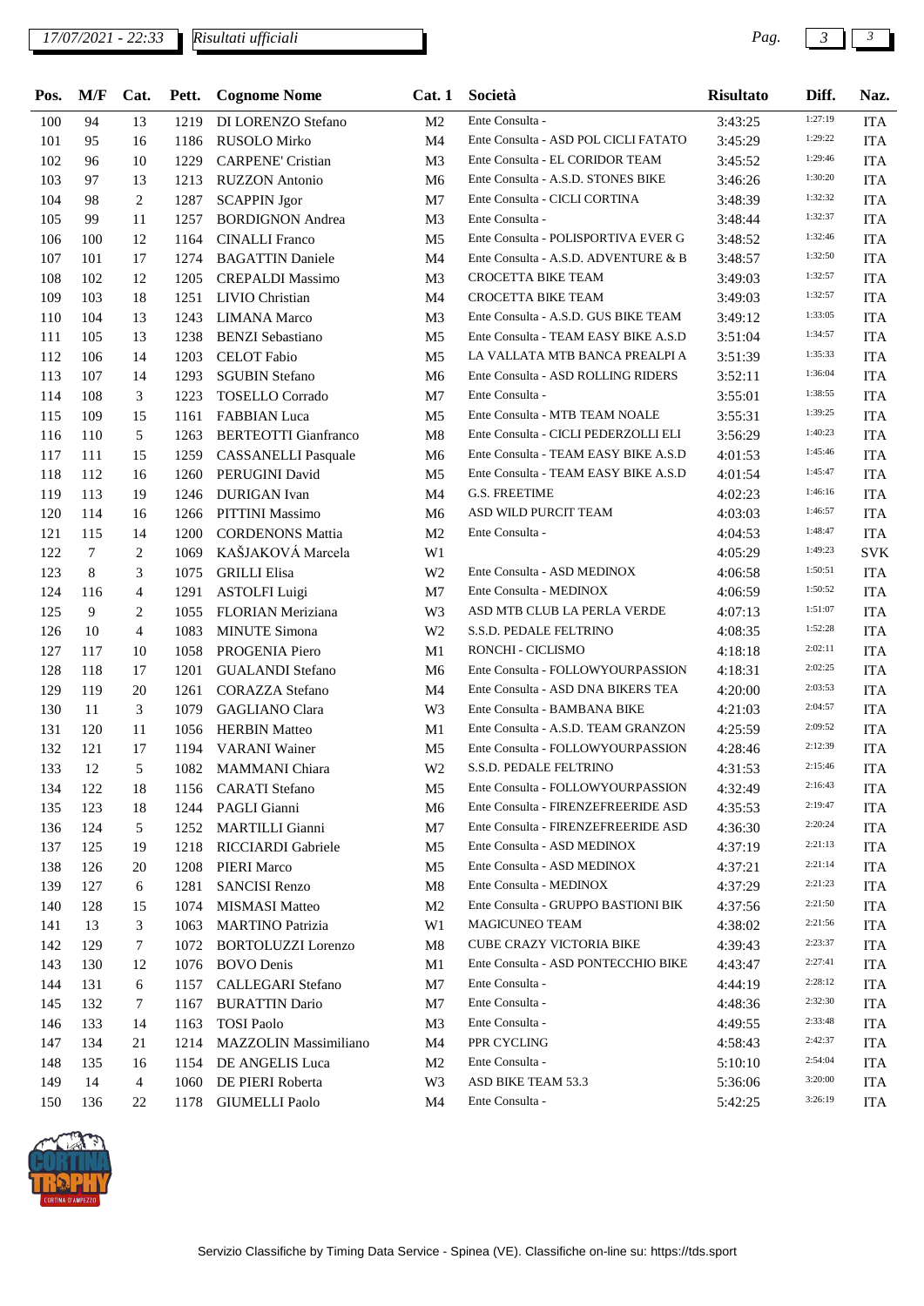| Pos. | M/F | Cat. | Pett. | Cognome Nome | Cat. 1 | Società | Risultato | Diff. | Naz. |
|---|---|---|---|---|---|---|---|---|---|
| 100 | 94 | 13 | 1219 | DI LORENZO Stefano | M2 | Ente Consulta - | 3:43:25 | 1:27:19 | ITA |
| 101 | 95 | 16 | 1186 | RUSOLO Mirko | M4 | Ente Consulta - ASD POL CICLI FATATO | 3:45:29 | 1:29:22 | ITA |
| 102 | 96 | 10 | 1229 | CARPENE' Cristian | M3 | Ente Consulta - EL CORIDOR TEAM | 3:45:52 | 1:29:46 | ITA |
| 103 | 97 | 13 | 1213 | RUZZON Antonio | M6 | Ente Consulta - A.S.D. STONES BIKE | 3:46:26 | 1:30:20 | ITA |
| 104 | 98 | 2 | 1287 | SCAPPIN Jgor | M7 | Ente Consulta - CICLI CORTINA | 3:48:39 | 1:32:32 | ITA |
| 105 | 99 | 11 | 1257 | BORDIGNON Andrea | M3 | Ente Consulta - | 3:48:44 | 1:32:37 | ITA |
| 106 | 100 | 12 | 1164 | CINALLI Franco | M5 | Ente Consulta - POLISPORTIVA EVER G | 3:48:52 | 1:32:46 | ITA |
| 107 | 101 | 17 | 1274 | BAGATTIN Daniele | M4 | Ente Consulta - A.S.D. ADVENTURE & B | 3:48:57 | 1:32:50 | ITA |
| 108 | 102 | 12 | 1205 | CREPALDI Massimo | M3 | CROCETTA BIKE TEAM | 3:49:03 | 1:32:57 | ITA |
| 109 | 103 | 18 | 1251 | LIVIO Christian | M4 | CROCETTA BIKE TEAM | 3:49:03 | 1:32:57 | ITA |
| 110 | 104 | 13 | 1243 | LIMANA Marco | M3 | Ente Consulta - A.S.D. GUS BIKE TEAM | 3:49:12 | 1:33:05 | ITA |
| 111 | 105 | 13 | 1238 | BENZI Sebastiano | M5 | Ente Consulta - TEAM EASY BIKE A.S.D | 3:51:04 | 1:34:57 | ITA |
| 112 | 106 | 14 | 1203 | CELOT Fabio | M5 | LA VALLATA MTB BANCA PREALPI A | 3:51:39 | 1:35:33 | ITA |
| 113 | 107 | 14 | 1293 | SGUBIN Stefano | M6 | Ente Consulta - ASD ROLLING RIDERS | 3:52:11 | 1:36:04 | ITA |
| 114 | 108 | 3 | 1223 | TOSELLO Corrado | M7 | Ente Consulta - | 3:55:01 | 1:38:55 | ITA |
| 115 | 109 | 15 | 1161 | FABBIAN Luca | M5 | Ente Consulta - MTB TEAM NOALE | 3:55:31 | 1:39:25 | ITA |
| 116 | 110 | 5 | 1263 | BERTEOTTI Gianfranco | M8 | Ente Consulta - CICLI PEDERZOLLI ELI | 3:56:29 | 1:40:23 | ITA |
| 117 | 111 | 15 | 1259 | CASSANELLI Pasquale | M6 | Ente Consulta - TEAM EASY BIKE A.S.D | 4:01:53 | 1:45:46 | ITA |
| 118 | 112 | 16 | 1260 | PERUGINI David | M5 | Ente Consulta - TEAM EASY BIKE A.S.D | 4:01:54 | 1:45:47 | ITA |
| 119 | 113 | 19 | 1246 | DURIGAN Ivan | M4 | G.S. FREETIME | 4:02:23 | 1:46:16 | ITA |
| 120 | 114 | 16 | 1266 | PITTINI Massimo | M6 | ASD WILD PURCIT TEAM | 4:03:03 | 1:46:57 | ITA |
| 121 | 115 | 14 | 1200 | CORDENONS Mattia | M2 | Ente Consulta - | 4:04:53 | 1:48:47 | ITA |
| 122 | 7 | 2 | 1069 | KAŠJAKOVÁ Marcela | W1 | | 4:05:29 | 1:49:23 | SVK |
| 123 | 8 | 3 | 1075 | GRILLI Elisa | W2 | Ente Consulta - ASD MEDINOX | 4:06:58 | 1:50:51 | ITA |
| 124 | 116 | 4 | 1291 | ASTOLFI Luigi | M7 | Ente Consulta - MEDINOX | 4:06:59 | 1:50:52 | ITA |
| 125 | 9 | 2 | 1055 | FLORIAN Meriziana | W3 | ASD MTB CLUB LA PERLA VERDE | 4:07:13 | 1:51:07 | ITA |
| 126 | 10 | 4 | 1083 | MINUTE Simona | W2 | S.S.D. PEDALE FELTRINO | 4:08:35 | 1:52:28 | ITA |
| 127 | 117 | 10 | 1058 | PROGENIA Piero | M1 | RONCHI - CICLISMO | 4:18:18 | 2:02:11 | ITA |
| 128 | 118 | 17 | 1201 | GUALANDI Stefano | M6 | Ente Consulta - FOLLOWYOURPASSION | 4:18:31 | 2:02:25 | ITA |
| 129 | 119 | 20 | 1261 | CORAZZA Stefano | M4 | Ente Consulta - ASD DNA BIKERS TEA | 4:20:00 | 2:03:53 | ITA |
| 130 | 11 | 3 | 1079 | GAGLIANO Clara | W3 | Ente Consulta - BAMBANA BIKE | 4:21:03 | 2:04:57 | ITA |
| 131 | 120 | 11 | 1056 | HERBIN Matteo | M1 | Ente Consulta - A.S.D. TEAM GRANZON | 4:25:59 | 2:09:52 | ITA |
| 132 | 121 | 17 | 1194 | VARANI Wainer | M5 | Ente Consulta - FOLLOWYOURPASSION | 4:28:46 | 2:12:39 | ITA |
| 133 | 12 | 5 | 1082 | MAMMANI Chiara | W2 | S.S.D. PEDALE FELTRINO | 4:31:53 | 2:15:46 | ITA |
| 134 | 122 | 18 | 1156 | CARATI Stefano | M5 | Ente Consulta - FOLLOWYOURPASSION | 4:32:49 | 2:16:43 | ITA |
| 135 | 123 | 18 | 1244 | PAGLI Gianni | M6 | Ente Consulta - FIRENZEFREERIDE ASD | 4:35:53 | 2:19:47 | ITA |
| 136 | 124 | 5 | 1252 | MARTILLI Gianni | M7 | Ente Consulta - FIRENZEFREERIDE ASD | 4:36:30 | 2:20:24 | ITA |
| 137 | 125 | 19 | 1218 | RICCIARDI Gabriele | M5 | Ente Consulta - ASD MEDINOX | 4:37:19 | 2:21:13 | ITA |
| 138 | 126 | 20 | 1208 | PIERI Marco | M5 | Ente Consulta - ASD MEDINOX | 4:37:21 | 2:21:14 | ITA |
| 139 | 127 | 6 | 1281 | SANCISI Renzo | M8 | Ente Consulta - MEDINOX | 4:37:29 | 2:21:23 | ITA |
| 140 | 128 | 15 | 1074 | MISMASI Matteo | M2 | Ente Consulta - GRUPPO BASTIONI BIK | 4:37:56 | 2:21:50 | ITA |
| 141 | 13 | 3 | 1063 | MARTINO Patrizia | W1 | MAGICUNEO TEAM | 4:38:02 | 2:21:56 | ITA |
| 142 | 129 | 7 | 1072 | BORTOLUZZI Lorenzo | M8 | CUBE CRAZY VICTORIA BIKE | 4:39:43 | 2:23:37 | ITA |
| 143 | 130 | 12 | 1076 | BOVO Denis | M1 | Ente Consulta - ASD PONTECCHIO BIKE | 4:43:47 | 2:27:41 | ITA |
| 144 | 131 | 6 | 1157 | CALLEGARI Stefano | M7 | Ente Consulta - | 4:44:19 | 2:28:12 | ITA |
| 145 | 132 | 7 | 1167 | BURATTIN Dario | M7 | Ente Consulta - | 4:48:36 | 2:32:30 | ITA |
| 146 | 133 | 14 | 1163 | TOSI Paolo | M3 | Ente Consulta - | 4:49:55 | 2:33:48 | ITA |
| 147 | 134 | 21 | 1214 | MAZZOLIN Massimiliano | M4 | PPR CYCLING | 4:58:43 | 2:42:37 | ITA |
| 148 | 135 | 16 | 1154 | DE ANGELIS Luca | M2 | Ente Consulta - | 5:10:10 | 2:54:04 | ITA |
| 149 | 14 | 4 | 1060 | DE PIERI Roberta | W3 | ASD BIKE TEAM 53.3 | 5:36:06 | 3:20:00 | ITA |
| 150 | 136 | 22 | 1178 | GIUMELLI Paolo | M4 | Ente Consulta - | 5:42:25 | 3:26:19 | ITA |